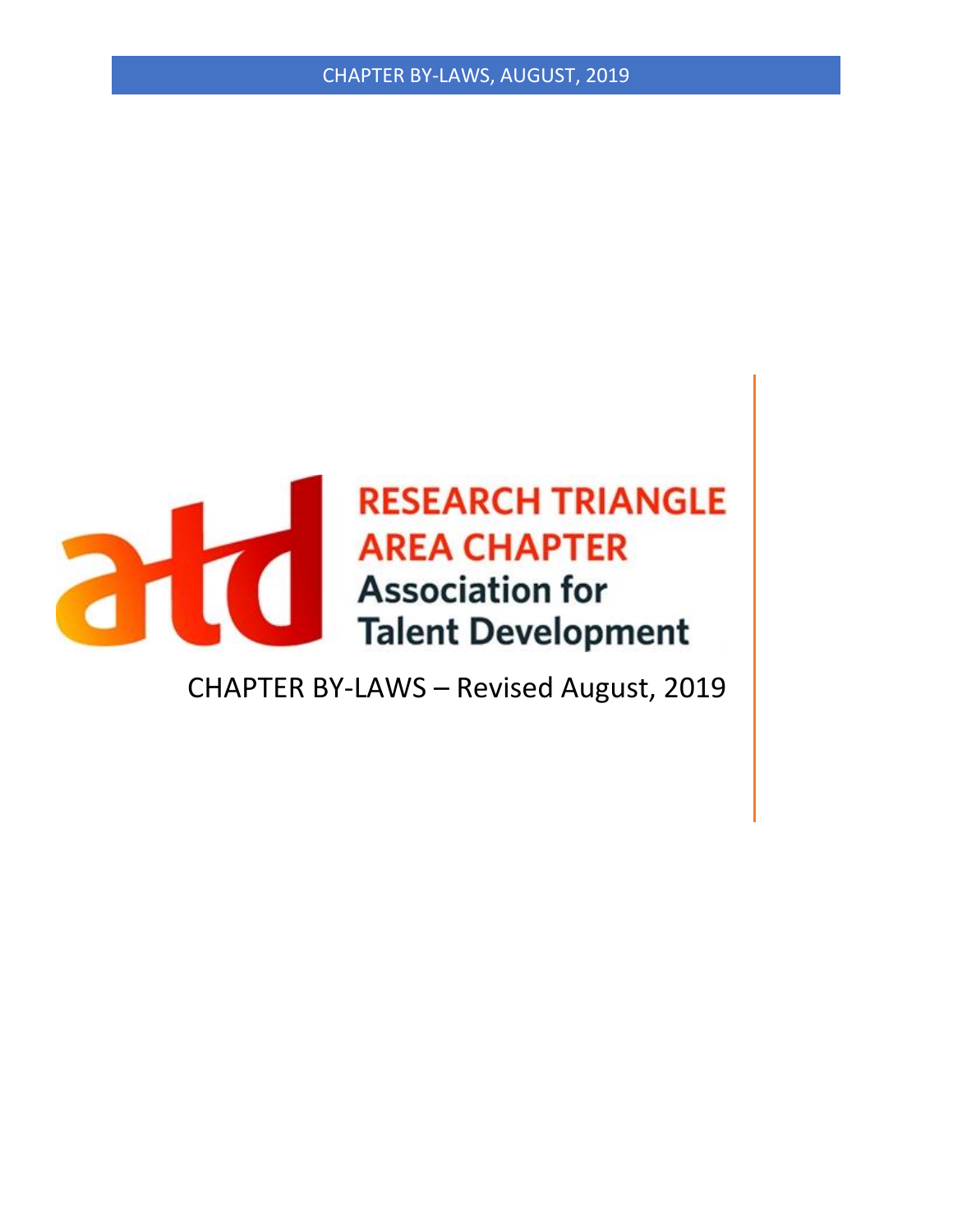# RESEARCH TRIANGLE AREA CHAPTER

## Association for Talent Development

CHAPTER BY-LAWS – Revised August, 2019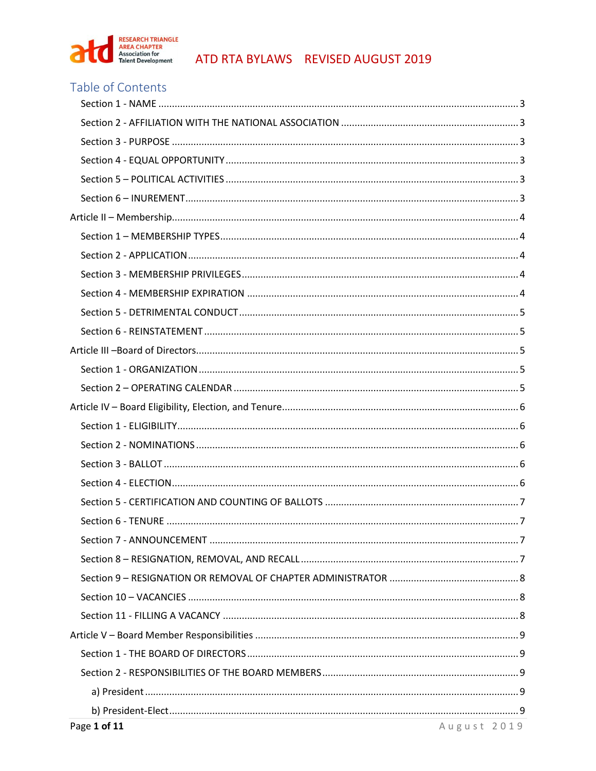# ATD RTA BYLAWS REVISED AUGUST 2019

## Table of Contents

- Section 1 - NAME ..... 3
- Section 2 - AFFILIATION WITH THE NATIONAL ASSOCIATION ..... 3
- Section 3 - PURPOSE ..... 3
- Section 4 - EQUAL OPPORTUNITY ..... 3
- Section 5 – POLITICAL ACTIVITIES ..... 3
- Section 6 – INUREMENT ..... 3

Article II – Membership ..... 4

- Section 1 – MEMBERSHIP TYPES ..... 4
- Section 2 - APPLICATION ..... 4
- Section 3 - MEMBERSHIP PRIVILEGES ..... 4
- Section 4 - MEMBERSHIP EXPIRATION ..... 4
- Section 5 - DETRIMENTAL CONDUCT ..... 5
- Section 6 - REINSTATEMENT ..... 5

Article III –Board of Directors ..... 5

- Section 1 - ORGANIZATION ..... 5
- Section 2 – OPERATING CALENDAR ..... 5

Article IV – Board Eligibility, Election, and Tenure ..... 6

- Section 1 - ELIGIBILITY ..... 6
- Section 2 - NOMINATIONS ..... 6
- Section 3 - BALLOT ..... 6
- Section 4 - ELECTION ..... 6
- Section 5 - CERTIFICATION AND COUNTING OF BALLOTS ..... 7
- Section 6 - TENURE ..... 7
- Section 7 - ANNOUNCEMENT ..... 7
- Section 8 – RESIGNATION, REMOVAL, AND RECALL ..... 7
- Section 9 – RESIGNATION OR REMOVAL OF CHAPTER ADMINISTRATOR ..... 8
- Section 10 – VACANCIES ..... 8
- Section 11 - FILLING A VACANCY ..... 8

Article V – Board Member Responsibilities ..... 9

- Section 1 - THE BOARD OF DIRECTORS ..... 9
- Section 2 - RESPONSIBILITIES OF THE BOARD MEMBERS ..... 9
  - a) President ..... 9
  - b) President-Elect ..... 9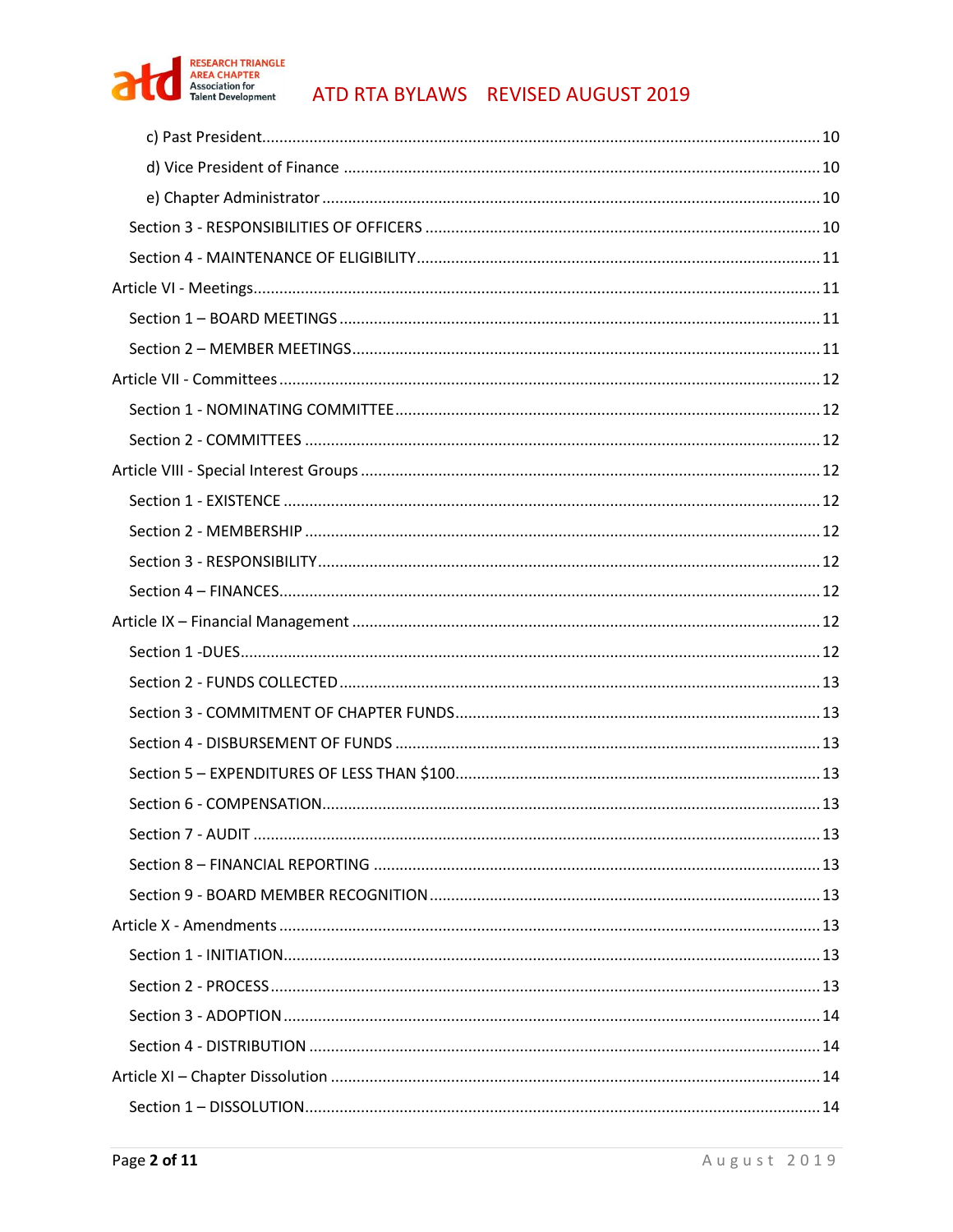c) Past President ..... 10

d) Vice President of Finance ..... 10

e) Chapter Administrator ..... 10

Section 3 - RESPONSIBILITIES OF OFFICERS ..... 10

Section 4 - MAINTENANCE OF ELIGIBILITY ..... 11

Article VI - Meetings ..... 11

Section 1 – BOARD MEETINGS ..... 11

Section 2 – MEMBER MEETINGS ..... 11

Article VII - Committees ..... 12

Section 1 - NOMINATING COMMITTEE ..... 12

Section 2 - COMMITTEES ..... 12

Article VIII - Special Interest Groups ..... 12

Section 1 - EXISTENCE ..... 12

Section 2 - MEMBERSHIP ..... 12

Section 3 - RESPONSIBILITY ..... 12

Section 4 – FINANCES ..... 12

Article IX – Financial Management ..... 12

Section 1 -DUES ..... 12

Section 2 - FUNDS COLLECTED ..... 13

Section 3 - COMMITMENT OF CHAPTER FUNDS ..... 13

Section 4 - DISBURSEMENT OF FUNDS ..... 13

Section 5 – EXPENDITURES OF LESS THAN $100 ..... 13

Section 6 - COMPENSATION ..... 13

Section 7 - AUDIT ..... 13

Section 8 – FINANCIAL REPORTING ..... 13

Section 9 - BOARD MEMBER RECOGNITION ..... 13

Article X - Amendments ..... 13

Section 1 - INITIATION ..... 13

Section 2 - PROCESS ..... 13

Section 3 - ADOPTION ..... 14

Section 4 - DISTRIBUTION ..... 14

Article XI – Chapter Dissolution ..... 14

Section 1 – DISSOLUTION ..... 14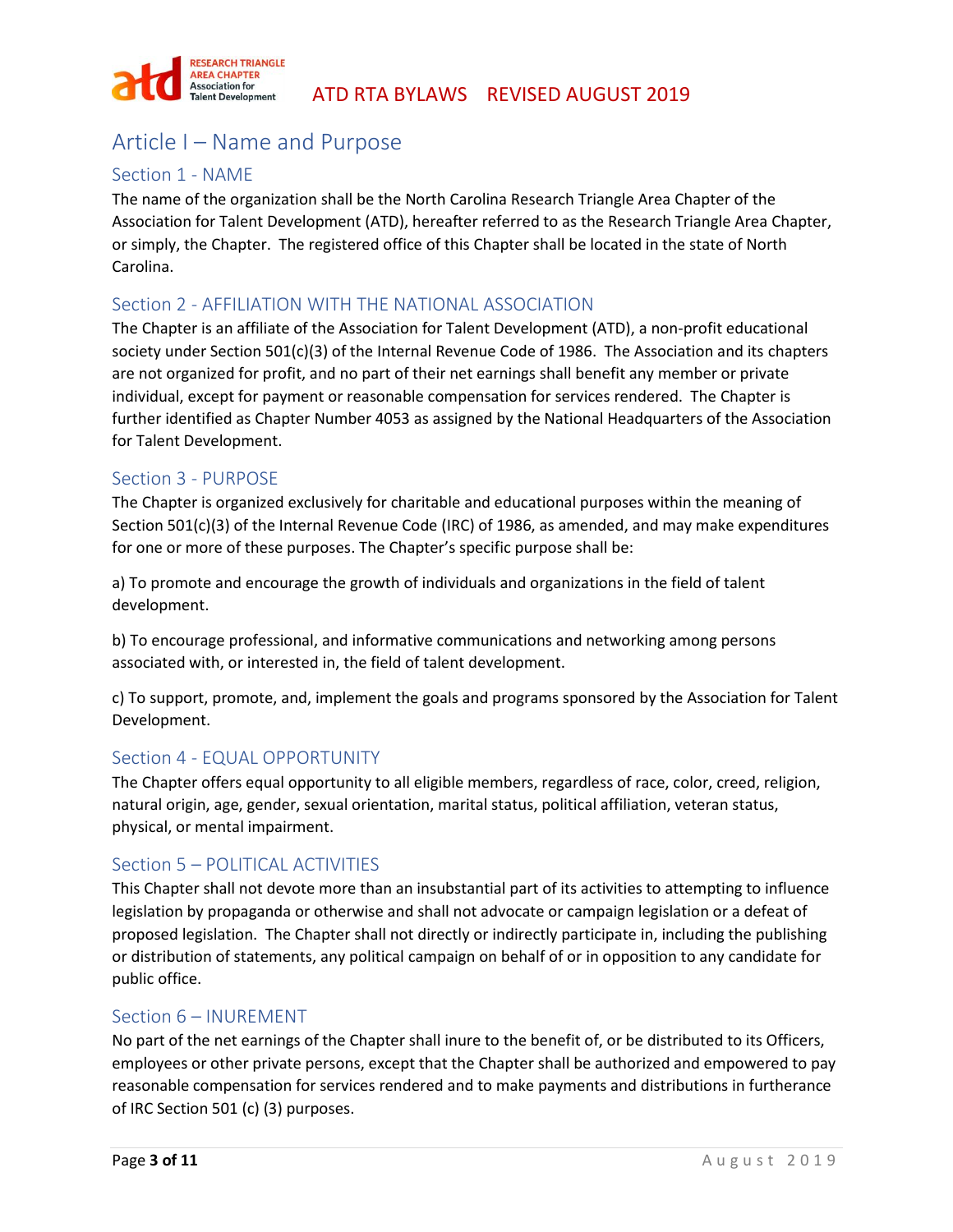# Article I – Name and Purpose

## Section 1 - NAME

The name of the organization shall be the North Carolina Research Triangle Area Chapter of the Association for Talent Development (ATD), hereafter referred to as the Research Triangle Area Chapter, or simply, the Chapter. The registered office of this Chapter shall be located in the state of North Carolina.

## Section 2 - AFFILIATION WITH THE NATIONAL ASSOCIATION

The Chapter is an affiliate of the Association for Talent Development (ATD), a non-profit educational society under Section 501(c)(3) of the Internal Revenue Code of 1986. The Association and its chapters are not organized for profit, and no part of their net earnings shall benefit any member or private individual, except for payment or reasonable compensation for services rendered. The Chapter is further identified as Chapter Number 4053 as assigned by the National Headquarters of the Association for Talent Development.

## Section 3 - PURPOSE

The Chapter is organized exclusively for charitable and educational purposes within the meaning of Section 501(c)(3) of the Internal Revenue Code (IRC) of 1986, as amended, and may make expenditures for one or more of these purposes. The Chapter's specific purpose shall be:

a) To promote and encourage the growth of individuals and organizations in the field of talent development.

b) To encourage professional, and informative communications and networking among persons associated with, or interested in, the field of talent development.

c) To support, promote, and, implement the goals and programs sponsored by the Association for Talent Development.

## Section 4 - EQUAL OPPORTUNITY

The Chapter offers equal opportunity to all eligible members, regardless of race, color, creed, religion, natural origin, age, gender, sexual orientation, marital status, political affiliation, veteran status, physical, or mental impairment.

## Section 5 – POLITICAL ACTIVITIES

This Chapter shall not devote more than an insubstantial part of its activities to attempting to influence legislation by propaganda or otherwise and shall not advocate or campaign legislation or a defeat of proposed legislation. The Chapter shall not directly or indirectly participate in, including the publishing or distribution of statements, any political campaign on behalf of or in opposition to any candidate for public office.

## Section 6 – INUREMENT

No part of the net earnings of the Chapter shall inure to the benefit of, or be distributed to its Officers, employees or other private persons, except that the Chapter shall be authorized and empowered to pay reasonable compensation for services rendered and to make payments and distributions in furtherance of IRC Section 501 (c) (3) purposes.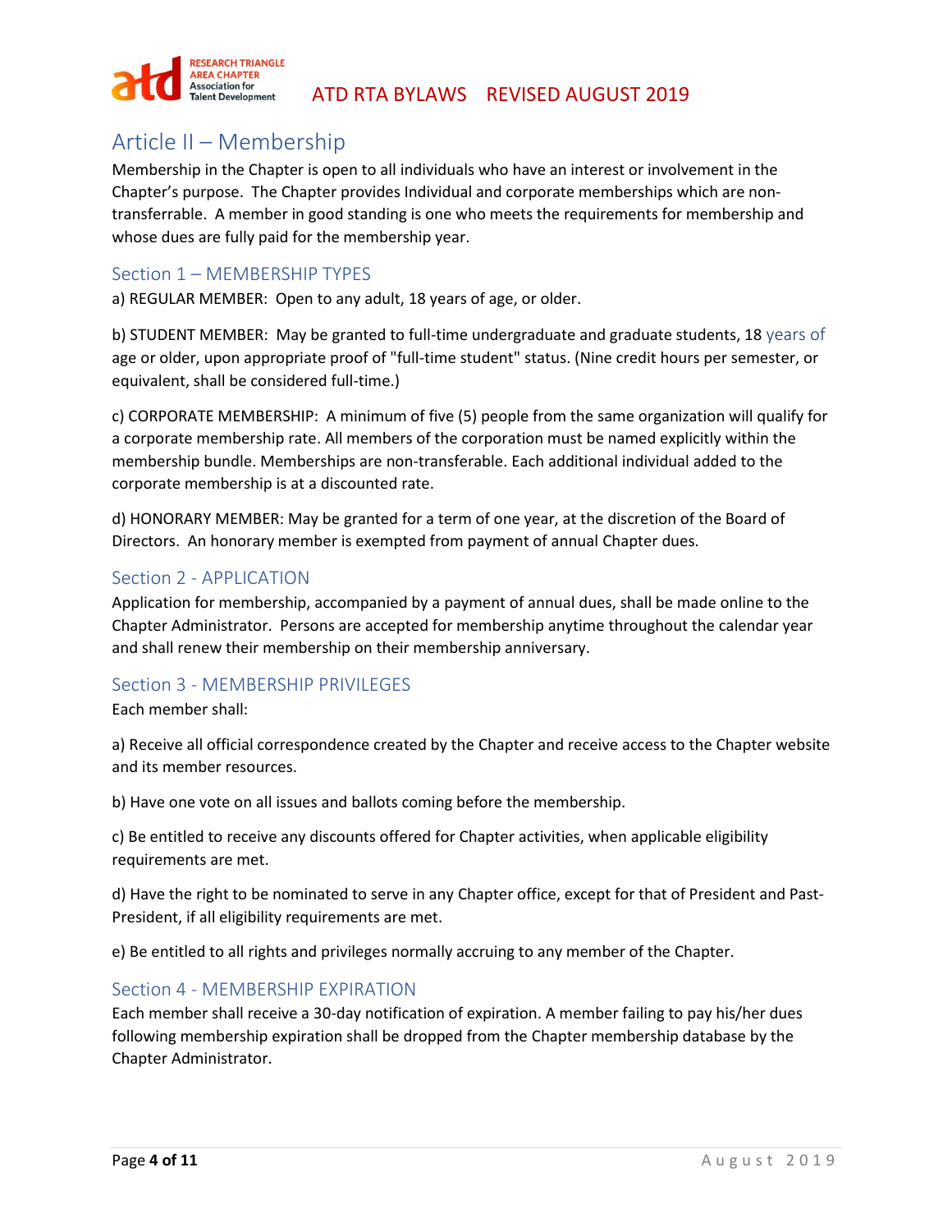## Article II – Membership

Membership in the Chapter is open to all individuals who have an interest or involvement in the Chapter's purpose. The Chapter provides Individual and corporate memberships which are non-transferrable. A member in good standing is one who meets the requirements for membership and whose dues are fully paid for the membership year.

### Section 1 – MEMBERSHIP TYPES

a) REGULAR MEMBER: Open to any adult, 18 years of age, or older.

b) STUDENT MEMBER: May be granted to full-time undergraduate and graduate students, 18 years of age or older, upon appropriate proof of "full-time student" status. (Nine credit hours per semester, or equivalent, shall be considered full-time.)

c) CORPORATE MEMBERSHIP: A minimum of five (5) people from the same organization will qualify for a corporate membership rate. All members of the corporation must be named explicitly within the membership bundle. Memberships are non-transferable. Each additional individual added to the corporate membership is at a discounted rate.

d) HONORARY MEMBER: May be granted for a term of one year, at the discretion of the Board of Directors. An honorary member is exempted from payment of annual Chapter dues.

### Section 2 - APPLICATION

Application for membership, accompanied by a payment of annual dues, shall be made online to the Chapter Administrator. Persons are accepted for membership anytime throughout the calendar year and shall renew their membership on their membership anniversary.

### Section 3 - MEMBERSHIP PRIVILEGES

Each member shall:

a) Receive all official correspondence created by the Chapter and receive access to the Chapter website and its member resources.

b) Have one vote on all issues and ballots coming before the membership.

c) Be entitled to receive any discounts offered for Chapter activities, when applicable eligibility requirements are met.

d) Have the right to be nominated to serve in any Chapter office, except for that of President and Past-President, if all eligibility requirements are met.

e) Be entitled to all rights and privileges normally accruing to any member of the Chapter.

### Section 4 - MEMBERSHIP EXPIRATION

Each member shall receive a 30-day notification of expiration. A member failing to pay his/her dues following membership expiration shall be dropped from the Chapter membership database by the Chapter Administrator.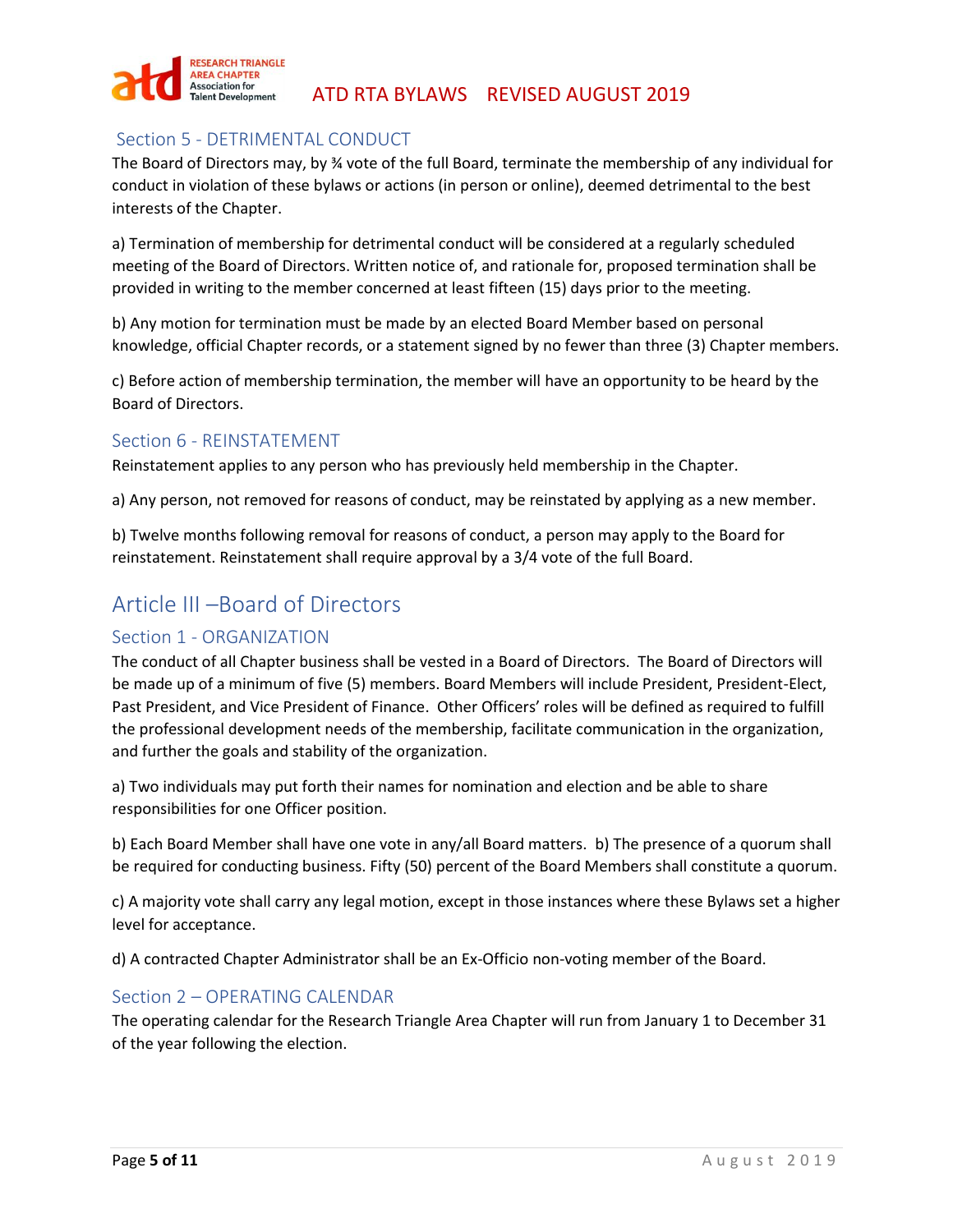### Section 5 - DETRIMENTAL CONDUCT

The Board of Directors may, by ¾ vote of the full Board, terminate the membership of any individual for conduct in violation of these bylaws or actions (in person or online), deemed detrimental to the best interests of the Chapter.

a) Termination of membership for detrimental conduct will be considered at a regularly scheduled meeting of the Board of Directors. Written notice of, and rationale for, proposed termination shall be provided in writing to the member concerned at least fifteen (15) days prior to the meeting.

b) Any motion for termination must be made by an elected Board Member based on personal knowledge, official Chapter records, or a statement signed by no fewer than three (3) Chapter members.

c) Before action of membership termination, the member will have an opportunity to be heard by the Board of Directors.

### Section 6 - REINSTATEMENT

Reinstatement applies to any person who has previously held membership in the Chapter.

a) Any person, not removed for reasons of conduct, may be reinstated by applying as a new member.

b) Twelve months following removal for reasons of conduct, a person may apply to the Board for reinstatement. Reinstatement shall require approval by a 3/4 vote of the full Board.

## Article III –Board of Directors

### Section 1 - ORGANIZATION

The conduct of all Chapter business shall be vested in a Board of Directors. The Board of Directors will be made up of a minimum of five (5) members. Board Members will include President, President-Elect, Past President, and Vice President of Finance. Other Officers' roles will be defined as required to fulfill the professional development needs of the membership, facilitate communication in the organization, and further the goals and stability of the organization.

a) Two individuals may put forth their names for nomination and election and be able to share responsibilities for one Officer position.

b) Each Board Member shall have one vote in any/all Board matters. b) The presence of a quorum shall be required for conducting business. Fifty (50) percent of the Board Members shall constitute a quorum.

c) A majority vote shall carry any legal motion, except in those instances where these Bylaws set a higher level for acceptance.

d) A contracted Chapter Administrator shall be an Ex-Officio non-voting member of the Board.

### Section 2 – OPERATING CALENDAR

The operating calendar for the Research Triangle Area Chapter will run from January 1 to December 31 of the year following the election.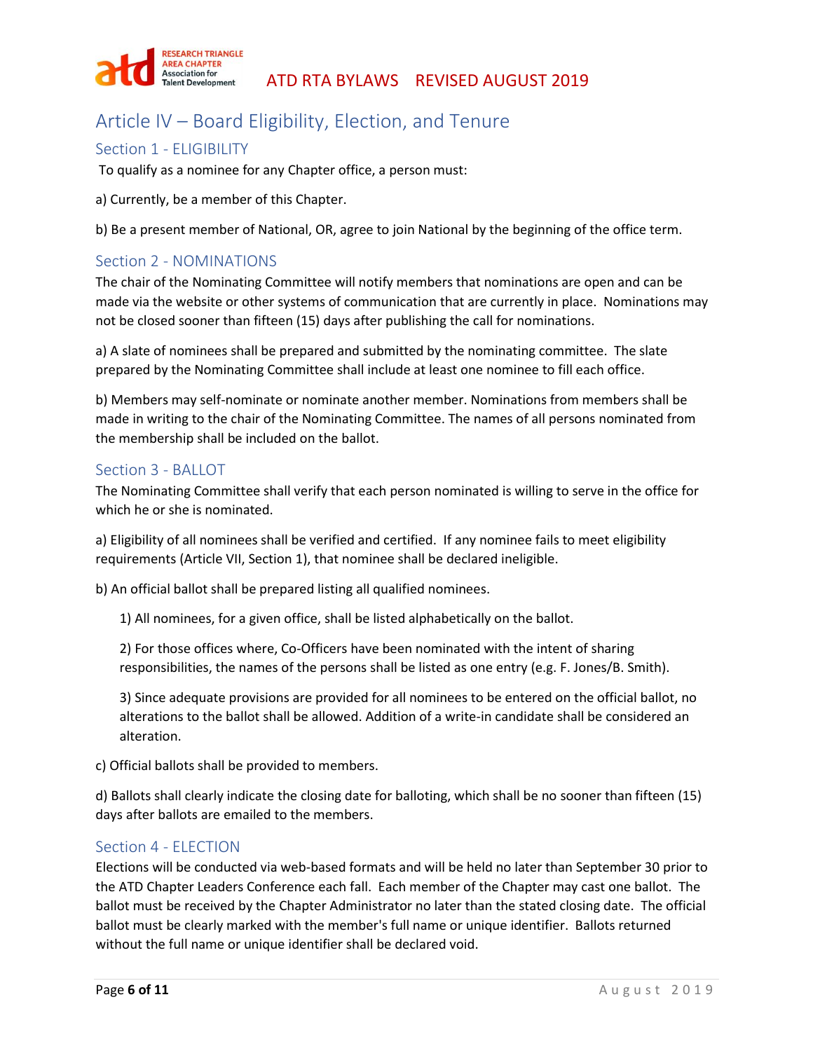# Article IV – Board Eligibility, Election, and Tenure

## Section 1 - ELIGIBILITY

To qualify as a nominee for any Chapter office, a person must:

a) Currently, be a member of this Chapter.

b) Be a present member of National, OR, agree to join National by the beginning of the office term.

## Section 2 - NOMINATIONS

The chair of the Nominating Committee will notify members that nominations are open and can be made via the website or other systems of communication that are currently in place. Nominations may not be closed sooner than fifteen (15) days after publishing the call for nominations.

a) A slate of nominees shall be prepared and submitted by the nominating committee. The slate prepared by the Nominating Committee shall include at least one nominee to fill each office.

b) Members may self-nominate or nominate another member. Nominations from members shall be made in writing to the chair of the Nominating Committee. The names of all persons nominated from the membership shall be included on the ballot.

## Section 3 - BALLOT

The Nominating Committee shall verify that each person nominated is willing to serve in the office for which he or she is nominated.

a) Eligibility of all nominees shall be verified and certified. If any nominee fails to meet eligibility requirements (Article VII, Section 1), that nominee shall be declared ineligible.

b) An official ballot shall be prepared listing all qualified nominees.

1) All nominees, for a given office, shall be listed alphabetically on the ballot.

2) For those offices where, Co-Officers have been nominated with the intent of sharing responsibilities, the names of the persons shall be listed as one entry (e.g. F. Jones/B. Smith).

3) Since adequate provisions are provided for all nominees to be entered on the official ballot, no alterations to the ballot shall be allowed. Addition of a write-in candidate shall be considered an alteration.

c) Official ballots shall be provided to members.

d) Ballots shall clearly indicate the closing date for balloting, which shall be no sooner than fifteen (15) days after ballots are emailed to the members.

## Section 4 - ELECTION

Elections will be conducted via web-based formats and will be held no later than September 30 prior to the ATD Chapter Leaders Conference each fall. Each member of the Chapter may cast one ballot. The ballot must be received by the Chapter Administrator no later than the stated closing date. The official ballot must be clearly marked with the member's full name or unique identifier. Ballots returned without the full name or unique identifier shall be declared void.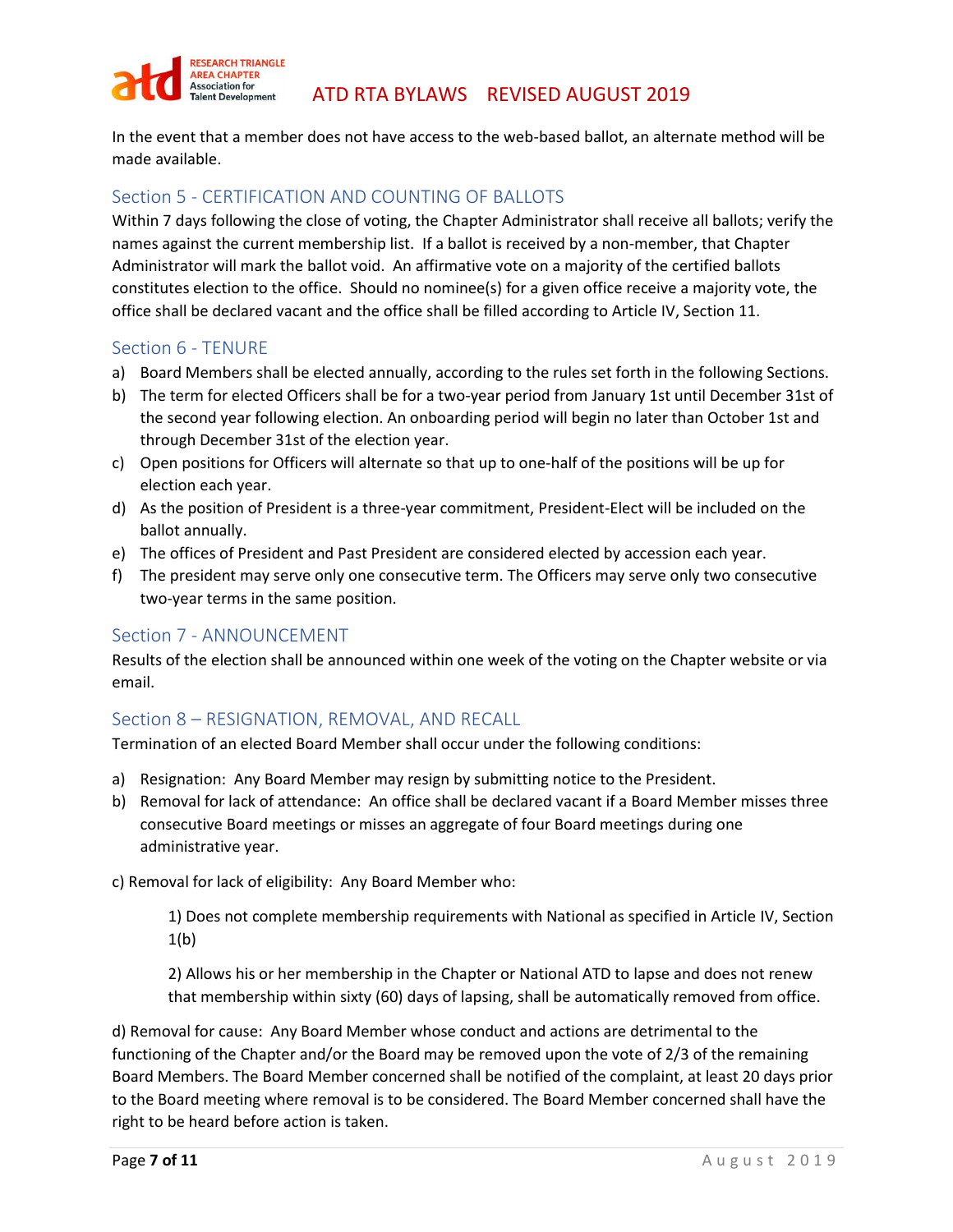In the event that a member does not have access to the web-based ballot, an alternate method will be made available.

## Section 5 - CERTIFICATION AND COUNTING OF BALLOTS

Within 7 days following the close of voting, the Chapter Administrator shall receive all ballots; verify the names against the current membership list. If a ballot is received by a non-member, that Chapter Administrator will mark the ballot void. An affirmative vote on a majority of the certified ballots constitutes election to the office. Should no nominee(s) for a given office receive a majority vote, the office shall be declared vacant and the office shall be filled according to Article IV, Section 11.

## Section 6 - TENURE

a) Board Members shall be elected annually, according to the rules set forth in the following Sections.
b) The term for elected Officers shall be for a two-year period from January 1st until December 31st of the second year following election. An onboarding period will begin no later than October 1st and through December 31st of the election year.
c) Open positions for Officers will alternate so that up to one-half of the positions will be up for election each year.
d) As the position of President is a three-year commitment, President-Elect will be included on the ballot annually.
e) The offices of President and Past President are considered elected by accession each year.
f) The president may serve only one consecutive term. The Officers may serve only two consecutive two-year terms in the same position.

## Section 7 - ANNOUNCEMENT

Results of the election shall be announced within one week of the voting on the Chapter website or via email.

## Section 8 – RESIGNATION, REMOVAL, AND RECALL

Termination of an elected Board Member shall occur under the following conditions:

a) Resignation: Any Board Member may resign by submitting notice to the President.
b) Removal for lack of attendance: An office shall be declared vacant if a Board Member misses three consecutive Board meetings or misses an aggregate of four Board meetings during one administrative year.

c) Removal for lack of eligibility: Any Board Member who:

> 1) Does not complete membership requirements with National as specified in Article IV, Section 1(b)
>
> 2) Allows his or her membership in the Chapter or National ATD to lapse and does not renew that membership within sixty (60) days of lapsing, shall be automatically removed from office.

d) Removal for cause: Any Board Member whose conduct and actions are detrimental to the functioning of the Chapter and/or the Board may be removed upon the vote of 2/3 of the remaining Board Members. The Board Member concerned shall be notified of the complaint, at least 20 days prior to the Board meeting where removal is to be considered. The Board Member concerned shall have the right to be heard before action is taken.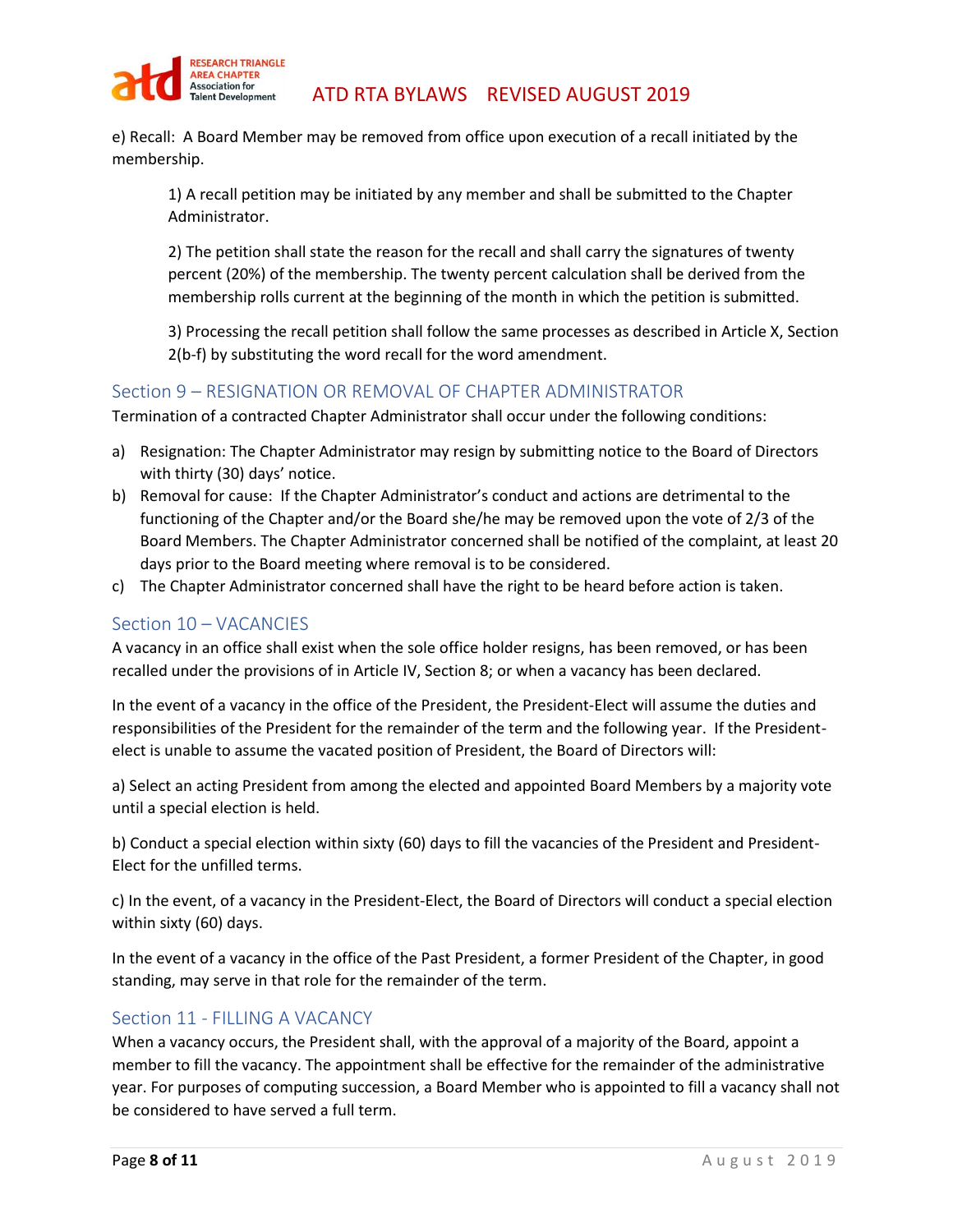e) Recall: A Board Member may be removed from office upon execution of a recall initiated by the membership.

> 1) A recall petition may be initiated by any member and shall be submitted to the Chapter Administrator.
>
> 2) The petition shall state the reason for the recall and shall carry the signatures of twenty percent (20%) of the membership. The twenty percent calculation shall be derived from the membership rolls current at the beginning of the month in which the petition is submitted.
>
> 3) Processing the recall petition shall follow the same processes as described in Article X, Section 2(b-f) by substituting the word recall for the word amendment.

## Section 9 – RESIGNATION OR REMOVAL OF CHAPTER ADMINISTRATOR

Termination of a contracted Chapter Administrator shall occur under the following conditions:

a) Resignation: The Chapter Administrator may resign by submitting notice to the Board of Directors with thirty (30) days' notice.

b) Removal for cause: If the Chapter Administrator's conduct and actions are detrimental to the functioning of the Chapter and/or the Board she/he may be removed upon the vote of 2/3 of the Board Members. The Chapter Administrator concerned shall be notified of the complaint, at least 20 days prior to the Board meeting where removal is to be considered.

c) The Chapter Administrator concerned shall have the right to be heard before action is taken.

## Section 10 – VACANCIES

A vacancy in an office shall exist when the sole office holder resigns, has been removed, or has been recalled under the provisions of in Article IV, Section 8; or when a vacancy has been declared.

In the event of a vacancy in the office of the President, the President-Elect will assume the duties and responsibilities of the President for the remainder of the term and the following year. If the President-elect is unable to assume the vacated position of President, the Board of Directors will:

a) Select an acting President from among the elected and appointed Board Members by a majority vote until a special election is held.

b) Conduct a special election within sixty (60) days to fill the vacancies of the President and President-Elect for the unfilled terms.

c) In the event, of a vacancy in the President-Elect, the Board of Directors will conduct a special election within sixty (60) days.

In the event of a vacancy in the office of the Past President, a former President of the Chapter, in good standing, may serve in that role for the remainder of the term.

## Section 11 - FILLING A VACANCY

When a vacancy occurs, the President shall, with the approval of a majority of the Board, appoint a member to fill the vacancy. The appointment shall be effective for the remainder of the administrative year. For purposes of computing succession, a Board Member who is appointed to fill a vacancy shall not be considered to have served a full term.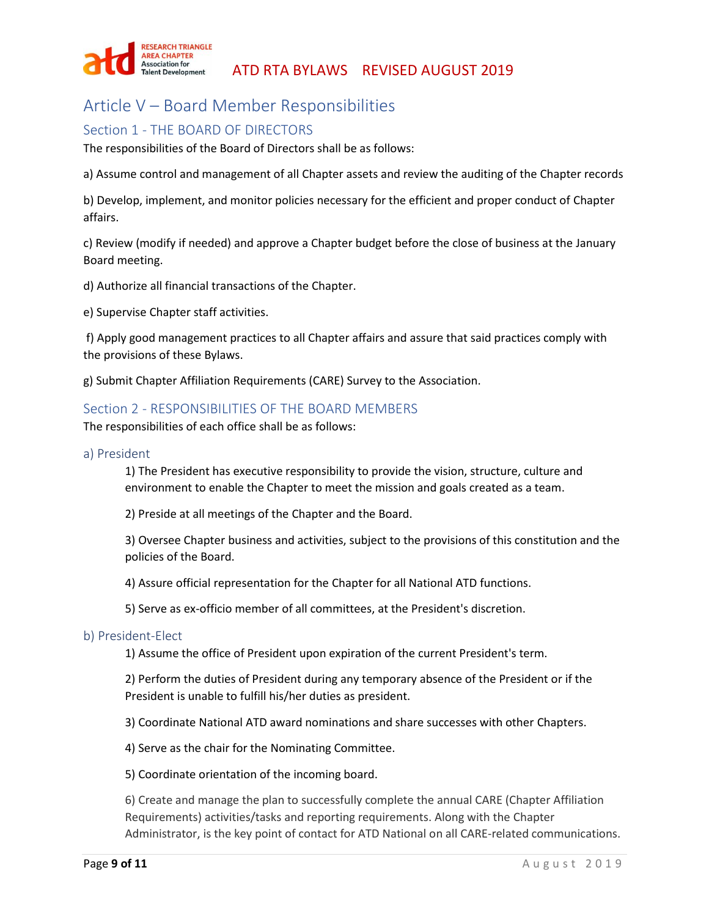# Article V – Board Member Responsibilities

## Section 1 - THE BOARD OF DIRECTORS

The responsibilities of the Board of Directors shall be as follows:

a) Assume control and management of all Chapter assets and review the auditing of the Chapter records

b) Develop, implement, and monitor policies necessary for the efficient and proper conduct of Chapter affairs.

c) Review (modify if needed) and approve a Chapter budget before the close of business at the January Board meeting.

d) Authorize all financial transactions of the Chapter.

e) Supervise Chapter staff activities.

f) Apply good management practices to all Chapter affairs and assure that said practices comply with the provisions of these Bylaws.

g) Submit Chapter Affiliation Requirements (CARE) Survey to the Association.

## Section 2 - RESPONSIBILITIES OF THE BOARD MEMBERS

The responsibilities of each office shall be as follows:

### a) President

1) The President has executive responsibility to provide the vision, structure, culture and environment to enable the Chapter to meet the mission and goals created as a team.

2) Preside at all meetings of the Chapter and the Board.

3) Oversee Chapter business and activities, subject to the provisions of this constitution and the policies of the Board.

4) Assure official representation for the Chapter for all National ATD functions.

5) Serve as ex-officio member of all committees, at the President's discretion.

### b) President-Elect

1) Assume the office of President upon expiration of the current President's term.

2) Perform the duties of President during any temporary absence of the President or if the President is unable to fulfill his/her duties as president.

3) Coordinate National ATD award nominations and share successes with other Chapters.

4) Serve as the chair for the Nominating Committee.

5) Coordinate orientation of the incoming board.

6) Create and manage the plan to successfully complete the annual CARE (Chapter Affiliation Requirements) activities/tasks and reporting requirements. Along with the Chapter Administrator, is the key point of contact for ATD National on all CARE-related communications.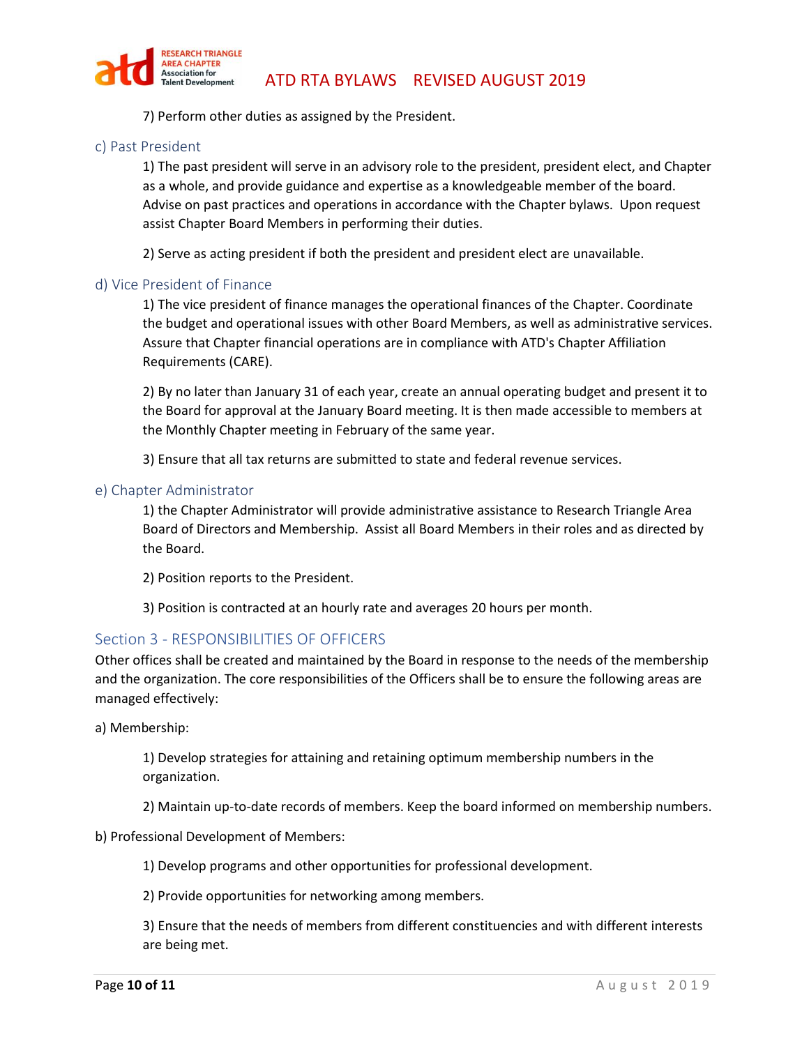7) Perform other duties as assigned by the President.

### c) Past President

1) The past president will serve in an advisory role to the president, president elect, and Chapter as a whole, and provide guidance and expertise as a knowledgeable member of the board. Advise on past practices and operations in accordance with the Chapter bylaws. Upon request assist Chapter Board Members in performing their duties.

2) Serve as acting president if both the president and president elect are unavailable.

### d) Vice President of Finance

1) The vice president of finance manages the operational finances of the Chapter. Coordinate the budget and operational issues with other Board Members, as well as administrative services. Assure that Chapter financial operations are in compliance with ATD's Chapter Affiliation Requirements (CARE).

2) By no later than January 31 of each year, create an annual operating budget and present it to the Board for approval at the January Board meeting. It is then made accessible to members at the Monthly Chapter meeting in February of the same year.

3) Ensure that all tax returns are submitted to state and federal revenue services.

### e) Chapter Administrator

1) the Chapter Administrator will provide administrative assistance to Research Triangle Area Board of Directors and Membership. Assist all Board Members in their roles and as directed by the Board.

2) Position reports to the President.

3) Position is contracted at an hourly rate and averages 20 hours per month.

## Section 3 - RESPONSIBILITIES OF OFFICERS

Other offices shall be created and maintained by the Board in response to the needs of the membership and the organization. The core responsibilities of the Officers shall be to ensure the following areas are managed effectively:

a) Membership:

1) Develop strategies for attaining and retaining optimum membership numbers in the organization.

2) Maintain up-to-date records of members. Keep the board informed on membership numbers.

b) Professional Development of Members:

1) Develop programs and other opportunities for professional development.

2) Provide opportunities for networking among members.

3) Ensure that the needs of members from different constituencies and with different interests are being met.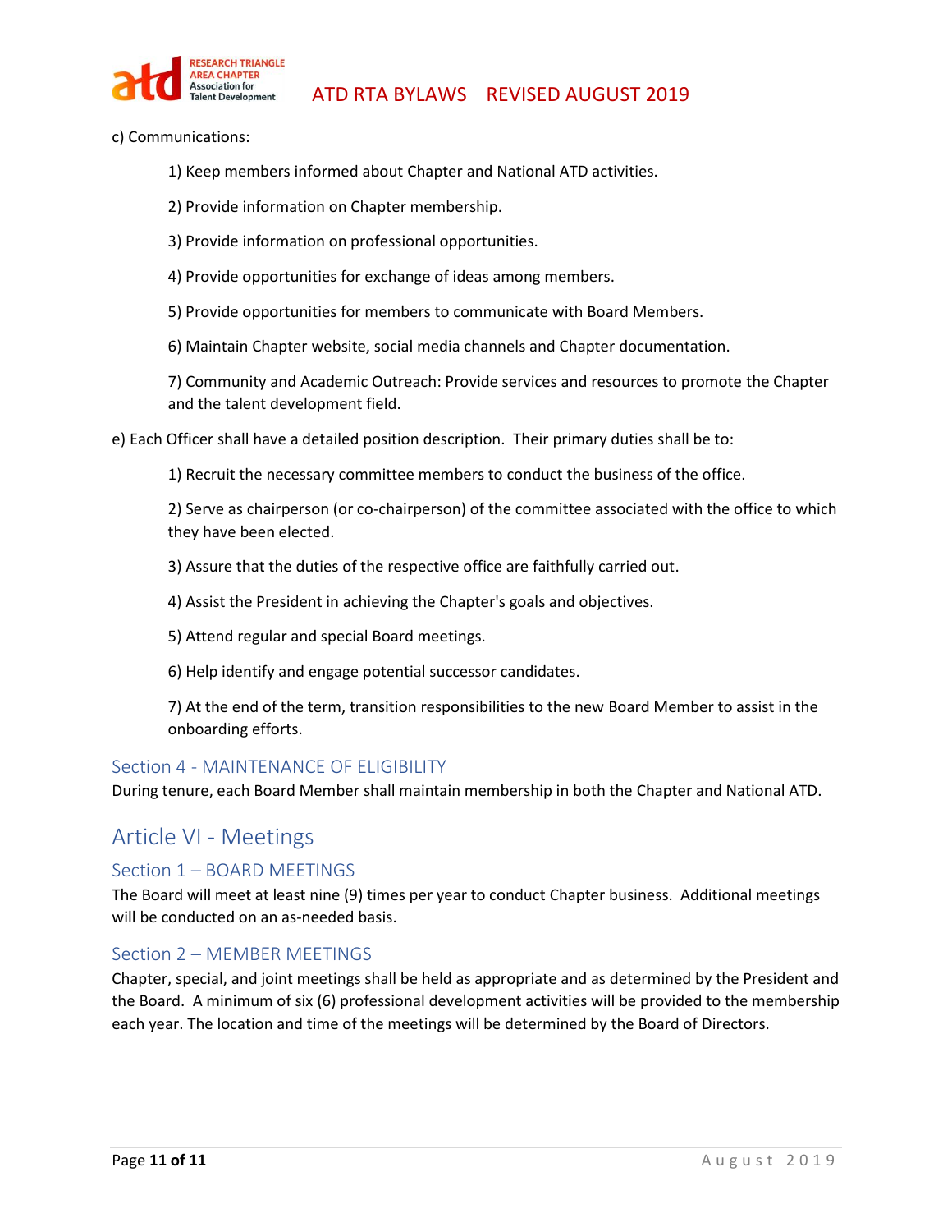c) Communications:

1) Keep members informed about Chapter and National ATD activities.

2) Provide information on Chapter membership.

3) Provide information on professional opportunities.

4) Provide opportunities for exchange of ideas among members.

5) Provide opportunities for members to communicate with Board Members.

6) Maintain Chapter website, social media channels and Chapter documentation.

7) Community and Academic Outreach: Provide services and resources to promote the Chapter and the talent development field.

e) Each Officer shall have a detailed position description. Their primary duties shall be to:

1) Recruit the necessary committee members to conduct the business of the office.

2) Serve as chairperson (or co-chairperson) of the committee associated with the office to which they have been elected.

3) Assure that the duties of the respective office are faithfully carried out.

4) Assist the President in achieving the Chapter's goals and objectives.

5) Attend regular and special Board meetings.

6) Help identify and engage potential successor candidates.

7) At the end of the term, transition responsibilities to the new Board Member to assist in the onboarding efforts.

### Section 4 - MAINTENANCE OF ELIGIBILITY

During tenure, each Board Member shall maintain membership in both the Chapter and National ATD.

## Article VI - Meetings

### Section 1 – BOARD MEETINGS

The Board will meet at least nine (9) times per year to conduct Chapter business. Additional meetings will be conducted on an as-needed basis.

### Section 2 – MEMBER MEETINGS

Chapter, special, and joint meetings shall be held as appropriate and as determined by the President and the Board. A minimum of six (6) professional development activities will be provided to the membership each year. The location and time of the meetings will be determined by the Board of Directors.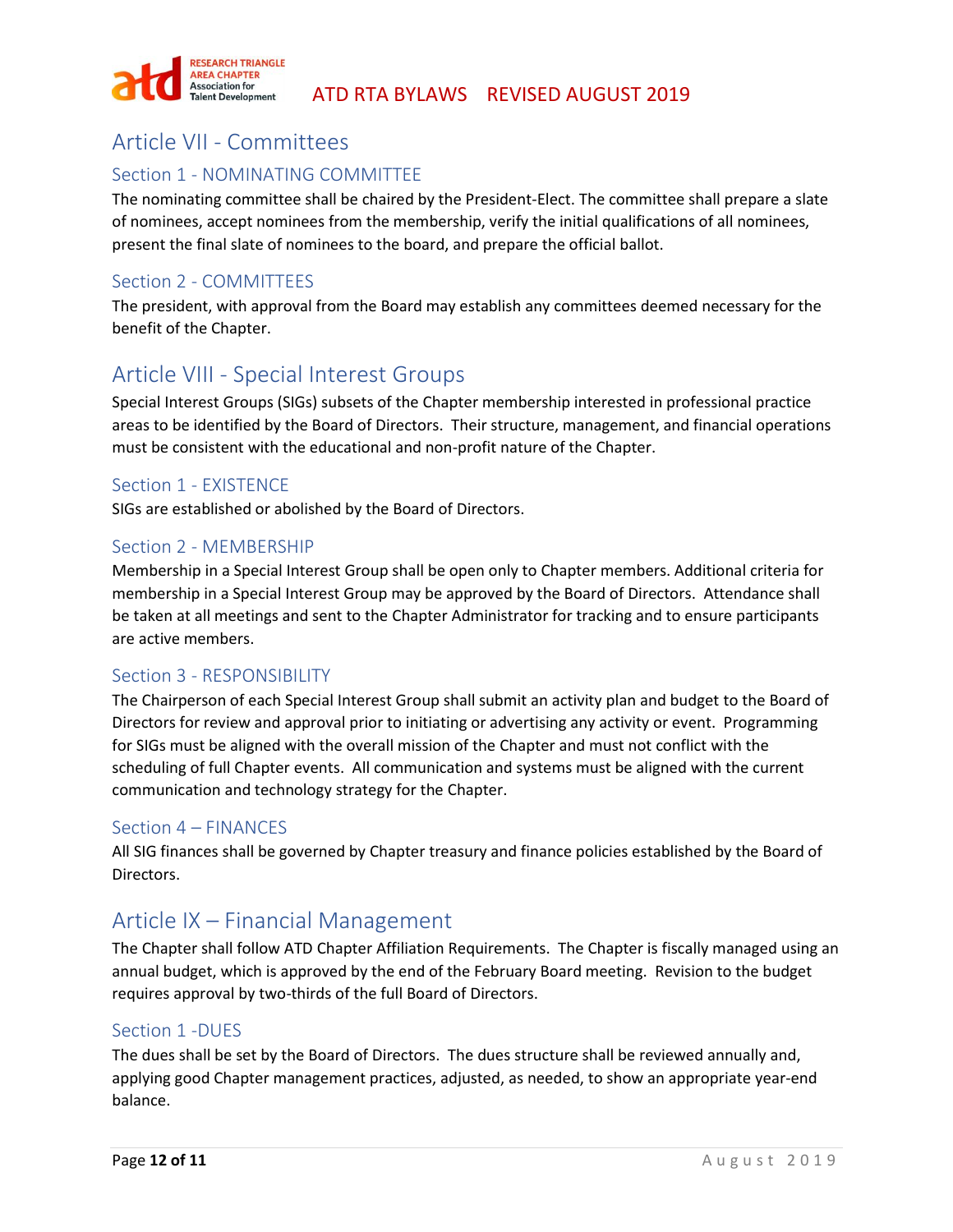## Article VII - Committees

### Section 1 - NOMINATING COMMITTEE

The nominating committee shall be chaired by the President-Elect. The committee shall prepare a slate of nominees, accept nominees from the membership, verify the initial qualifications of all nominees, present the final slate of nominees to the board, and prepare the official ballot.

### Section 2 - COMMITTEES

The president, with approval from the Board may establish any committees deemed necessary for the benefit of the Chapter.

## Article VIII - Special Interest Groups

Special Interest Groups (SIGs) subsets of the Chapter membership interested in professional practice areas to be identified by the Board of Directors. Their structure, management, and financial operations must be consistent with the educational and non-profit nature of the Chapter.

### Section 1 - EXISTENCE

SIGs are established or abolished by the Board of Directors.

### Section 2 - MEMBERSHIP

Membership in a Special Interest Group shall be open only to Chapter members. Additional criteria for membership in a Special Interest Group may be approved by the Board of Directors. Attendance shall be taken at all meetings and sent to the Chapter Administrator for tracking and to ensure participants are active members.

### Section 3 - RESPONSIBILITY

The Chairperson of each Special Interest Group shall submit an activity plan and budget to the Board of Directors for review and approval prior to initiating or advertising any activity or event. Programming for SIGs must be aligned with the overall mission of the Chapter and must not conflict with the scheduling of full Chapter events. All communication and systems must be aligned with the current communication and technology strategy for the Chapter.

### Section 4 – FINANCES

All SIG finances shall be governed by Chapter treasury and finance policies established by the Board of Directors.

## Article IX – Financial Management

The Chapter shall follow ATD Chapter Affiliation Requirements. The Chapter is fiscally managed using an annual budget, which is approved by the end of the February Board meeting. Revision to the budget requires approval by two-thirds of the full Board of Directors.

### Section 1 -DUES

The dues shall be set by the Board of Directors. The dues structure shall be reviewed annually and, applying good Chapter management practices, adjusted, as needed, to show an appropriate year-end balance.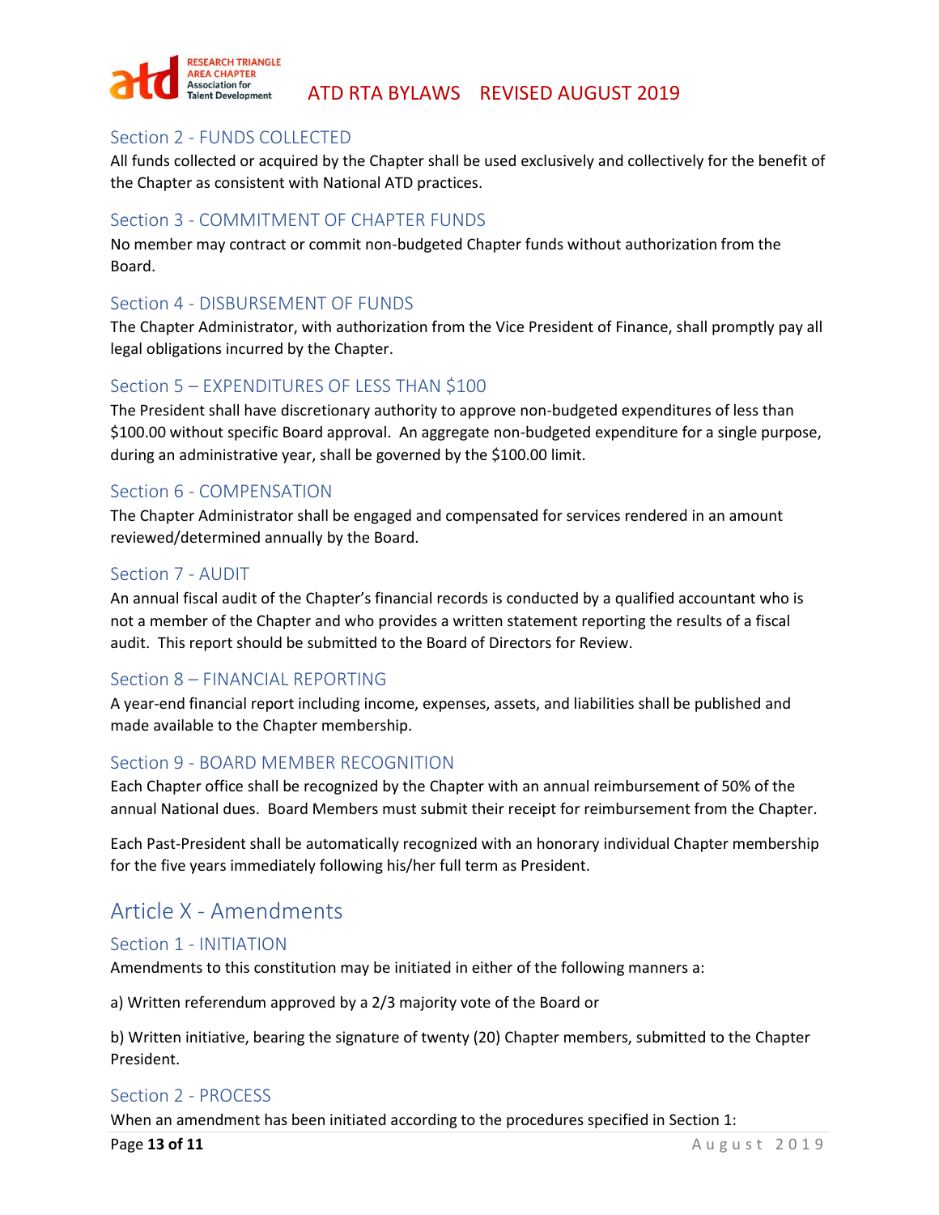### Section 2 - FUNDS COLLECTED

All funds collected or acquired by the Chapter shall be used exclusively and collectively for the benefit of the Chapter as consistent with National ATD practices.

### Section 3 - COMMITMENT OF CHAPTER FUNDS

No member may contract or commit non-budgeted Chapter funds without authorization from the Board.

### Section 4 - DISBURSEMENT OF FUNDS

The Chapter Administrator, with authorization from the Vice President of Finance, shall promptly pay all legal obligations incurred by the Chapter.

### Section 5 – EXPENDITURES OF LESS THAN $100

The President shall have discretionary authority to approve non-budgeted expenditures of less than $100.00 without specific Board approval. An aggregate non-budgeted expenditure for a single purpose, during an administrative year, shall be governed by the $100.00 limit.

### Section 6 - COMPENSATION

The Chapter Administrator shall be engaged and compensated for services rendered in an amount reviewed/determined annually by the Board.

### Section 7 - AUDIT

An annual fiscal audit of the Chapter's financial records is conducted by a qualified accountant who is not a member of the Chapter and who provides a written statement reporting the results of a fiscal audit. This report should be submitted to the Board of Directors for Review.

### Section 8 – FINANCIAL REPORTING

A year-end financial report including income, expenses, assets, and liabilities shall be published and made available to the Chapter membership.

### Section 9 - BOARD MEMBER RECOGNITION

Each Chapter office shall be recognized by the Chapter with an annual reimbursement of 50% of the annual National dues. Board Members must submit their receipt for reimbursement from the Chapter.

Each Past-President shall be automatically recognized with an honorary individual Chapter membership for the five years immediately following his/her full term as President.

## Article X - Amendments

### Section 1 - INITIATION

Amendments to this constitution may be initiated in either of the following manners a:

a) Written referendum approved by a 2/3 majority vote of the Board or

b) Written initiative, bearing the signature of twenty (20) Chapter members, submitted to the Chapter President.

### Section 2 - PROCESS

When an amendment has been initiated according to the procedures specified in Section 1: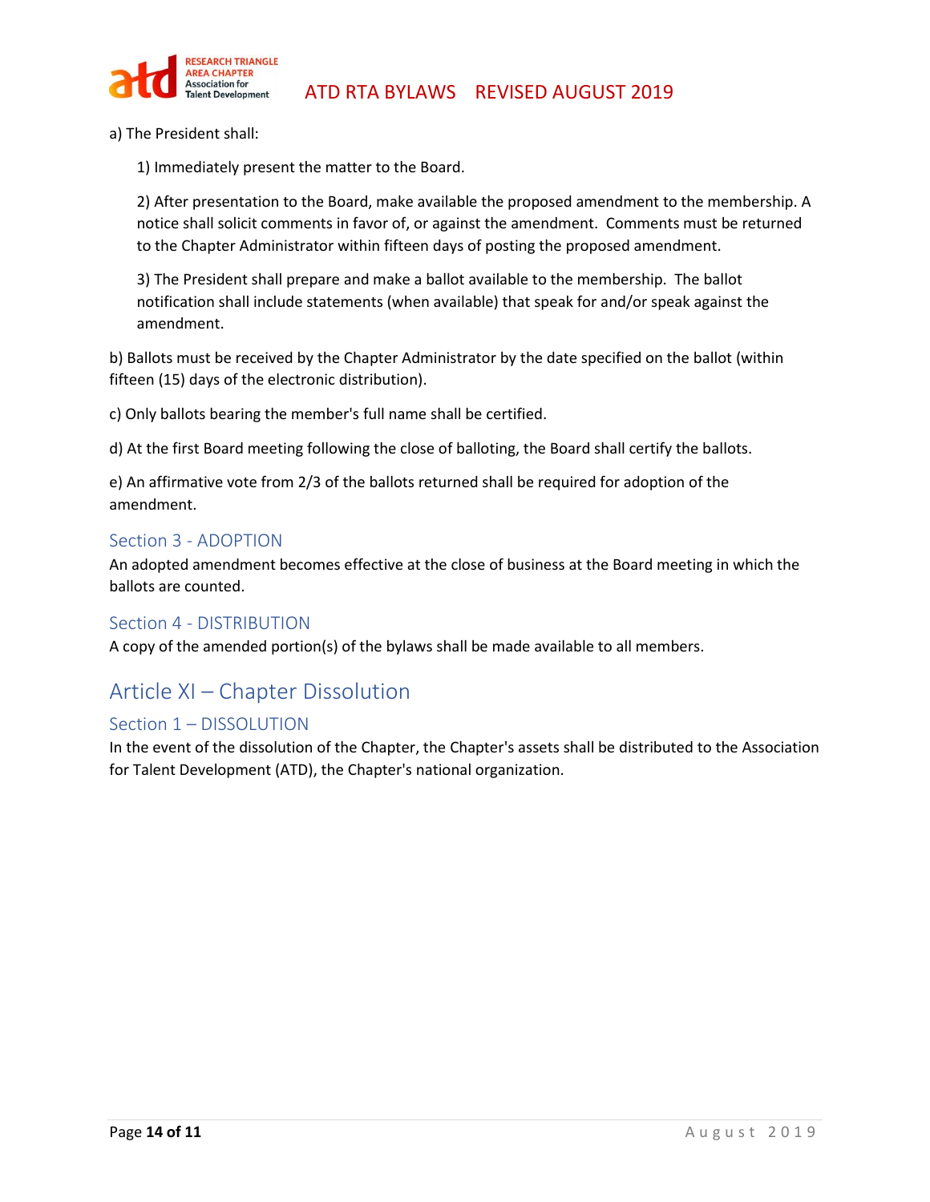a) The President shall:

1) Immediately present the matter to the Board.

2) After presentation to the Board, make available the proposed amendment to the membership. A notice shall solicit comments in favor of, or against the amendment. Comments must be returned to the Chapter Administrator within fifteen days of posting the proposed amendment.

3) The President shall prepare and make a ballot available to the membership. The ballot notification shall include statements (when available) that speak for and/or speak against the amendment.

b) Ballots must be received by the Chapter Administrator by the date specified on the ballot (within fifteen (15) days of the electronic distribution).

c) Only ballots bearing the member's full name shall be certified.

d) At the first Board meeting following the close of balloting, the Board shall certify the ballots.

e) An affirmative vote from 2/3 of the ballots returned shall be required for adoption of the amendment.

### Section 3 - ADOPTION

An adopted amendment becomes effective at the close of business at the Board meeting in which the ballots are counted.

### Section 4 - DISTRIBUTION

A copy of the amended portion(s) of the bylaws shall be made available to all members.

## Article XI – Chapter Dissolution

### Section 1 – DISSOLUTION

In the event of the dissolution of the Chapter, the Chapter's assets shall be distributed to the Association for Talent Development (ATD), the Chapter's national organization.